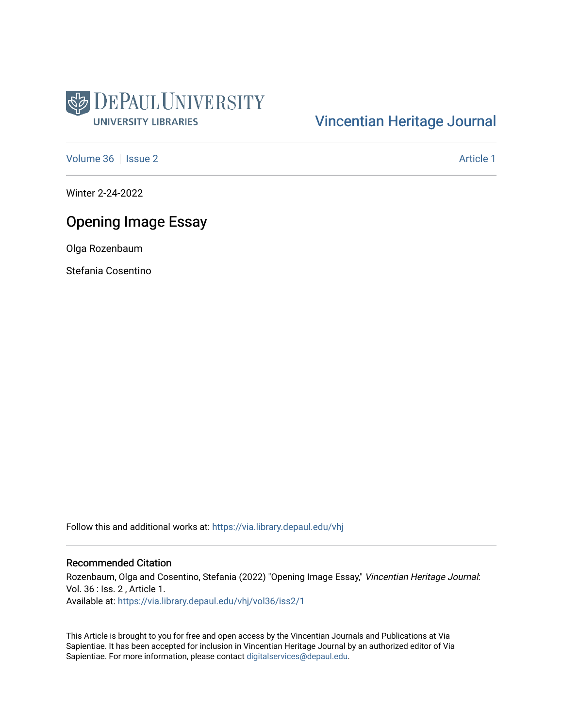DePaul University
University Libraries

Vincentian Heritage Journal

Volume 36 | Issue 2 Article 1

Winter 2-24-2022

# Opening Image Essay

Olga Rozenbaum

Stefania Cosentino

Follow this and additional works at: https://via.library.depaul.edu/vhj

## Recommended Citation

Rozenbaum, Olga and Cosentino, Stefania (2022) "Opening Image Essay," *Vincentian Heritage Journal*: Vol. 36 : Iss. 2 , Article 1.
Available at: https://via.library.depaul.edu/vhj/vol36/iss2/1

This Article is brought to you for free and open access by the Vincentian Journals and Publications at Via Sapientiae. It has been accepted for inclusion in Vincentian Heritage Journal by an authorized editor of Via Sapientiae. For more information, please contact digitalservices@depaul.edu.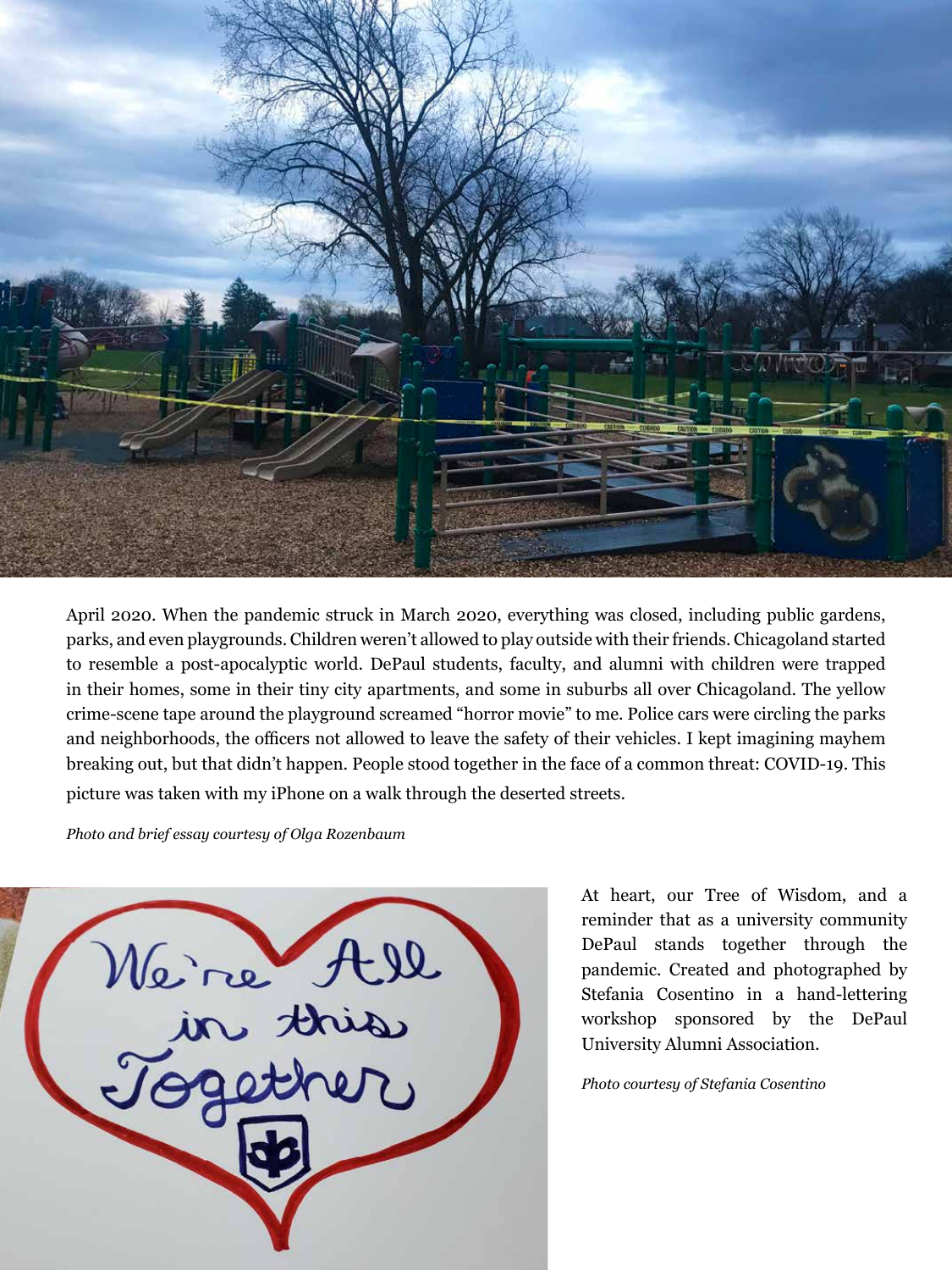April 2020. When the pandemic struck in March 2020, everything was closed, including public gardens, parks, and even playgrounds. Children weren't allowed to play outside with their friends. Chicagoland started to resemble a post-apocalyptic world. DePaul students, faculty, and alumni with children were trapped in their homes, some in their tiny city apartments, and some in suburbs all over Chicagoland. The yellow crime-scene tape around the playground screamed "horror movie" to me. Police cars were circling the parks and neighborhoods, the officers not allowed to leave the safety of their vehicles. I kept imagining mayhem breaking out, but that didn't happen. People stood together in the face of a common threat: COVID-19. This picture was taken with my iPhone on a walk through the deserted streets.

*Photo and brief essay courtesy of Olga Rozenbaum*

At heart, our Tree of Wisdom, and a reminder that as a university community DePaul stands together through the pandemic. Created and photographed by Stefania Cosentino in a hand-lettering workshop sponsored by the DePaul University Alumni Association.

*Photo courtesy of Stefania Cosentino*